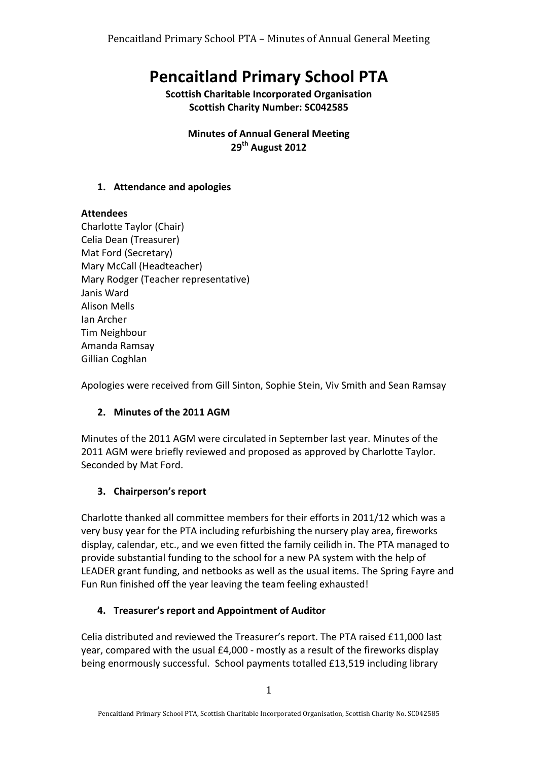# Pencaitland Primary School PTA

**Scottish Charitable Incorporated Organisation**
**Scottish Charity Number: SC042585**

**Minutes of Annual General Meeting**
**29th August 2012**

## 1. Attendance and apologies

**Attendees**

Charlotte Taylor (Chair)
Celia Dean (Treasurer)
Mat Ford (Secretary)
Mary McCall (Headteacher)
Mary Rodger (Teacher representative)
Janis Ward
Alison Mells
Ian Archer
Tim Neighbour
Amanda Ramsay
Gillian Coghlan

Apologies were received from Gill Sinton, Sophie Stein, Viv Smith and Sean Ramsay

## 2. Minutes of the 2011 AGM

Minutes of the 2011 AGM were circulated in September last year. Minutes of the 2011 AGM were briefly reviewed and proposed as approved by Charlotte Taylor. Seconded by Mat Ford.

## 3. Chairperson's report

Charlotte thanked all committee members for their efforts in 2011/12 which was a very busy year for the PTA including refurbishing the nursery play area, fireworks display, calendar, etc., and we even fitted the family ceilidh in. The PTA managed to provide substantial funding to the school for a new PA system with the help of LEADER grant funding, and netbooks as well as the usual items. The Spring Fayre and Fun Run finished off the year leaving the team feeling exhausted!

## 4. Treasurer's report and Appointment of Auditor

Celia distributed and reviewed the Treasurer's report. The PTA raised £11,000 last year, compared with the usual £4,000 - mostly as a result of the fireworks display being enormously successful. School payments totalled £13,519 including library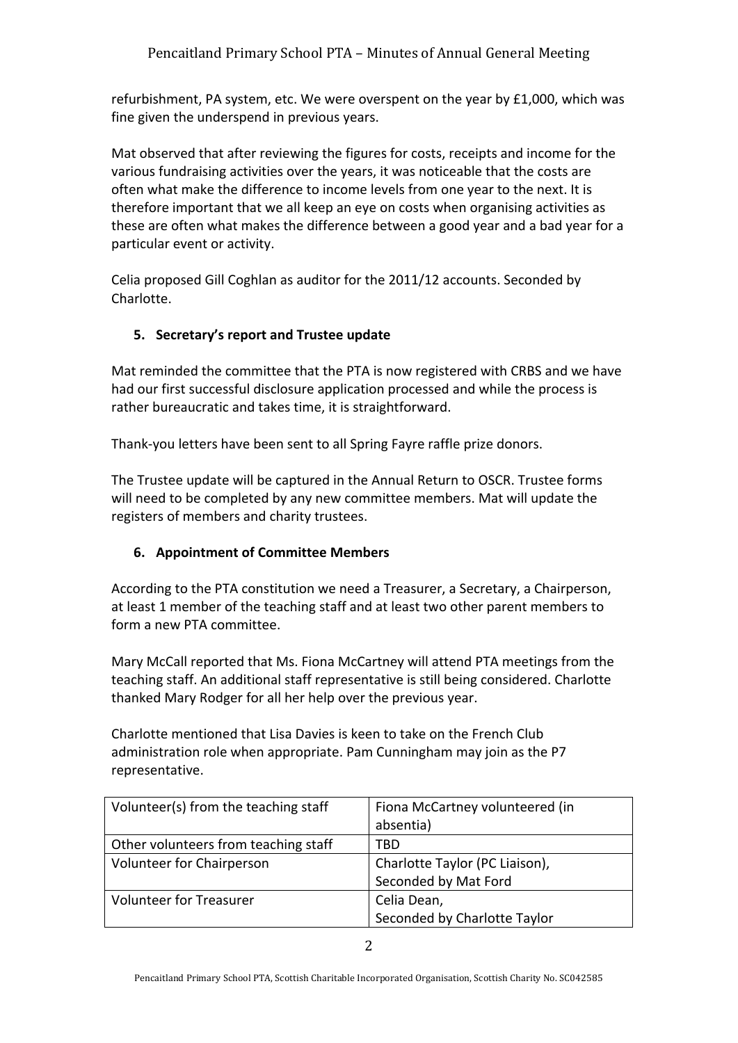refurbishment, PA system, etc. We were overspent on the year by £1,000, which was fine given the underspend in previous years.

Mat observed that after reviewing the figures for costs, receipts and income for the various fundraising activities over the years, it was noticeable that the costs are often what make the difference to income levels from one year to the next. It is therefore important that we all keep an eye on costs when organising activities as these are often what makes the difference between a good year and a bad year for a particular event or activity.

Celia proposed Gill Coghlan as auditor for the 2011/12 accounts. Seconded by Charlotte.

5. **Secretary's report and Trustee update**

Mat reminded the committee that the PTA is now registered with CRBS and we have had our first successful disclosure application processed and while the process is rather bureaucratic and takes time, it is straightforward.

Thank-you letters have been sent to all Spring Fayre raffle prize donors.

The Trustee update will be captured in the Annual Return to OSCR. Trustee forms will need to be completed by any new committee members. Mat will update the registers of members and charity trustees.

6. **Appointment of Committee Members**

According to the PTA constitution we need a Treasurer, a Secretary, a Chairperson, at least 1 member of the teaching staff and at least two other parent members to form a new PTA committee.

Mary McCall reported that Ms. Fiona McCartney will attend PTA meetings from the teaching staff. An additional staff representative is still being considered. Charlotte thanked Mary Rodger for all her help over the previous year.

Charlotte mentioned that Lisa Davies is keen to take on the French Club administration role when appropriate. Pam Cunningham may join as the P7 representative.

| | |
|---|---|
| Volunteer(s) from the teaching staff | Fiona McCartney volunteered (in absentia) |
| Other volunteers from teaching staff | TBD |
| Volunteer for Chairperson | Charlotte Taylor (PC Liaison), Seconded by Mat Ford |
| Volunteer for Treasurer | Celia Dean, Seconded by Charlotte Taylor |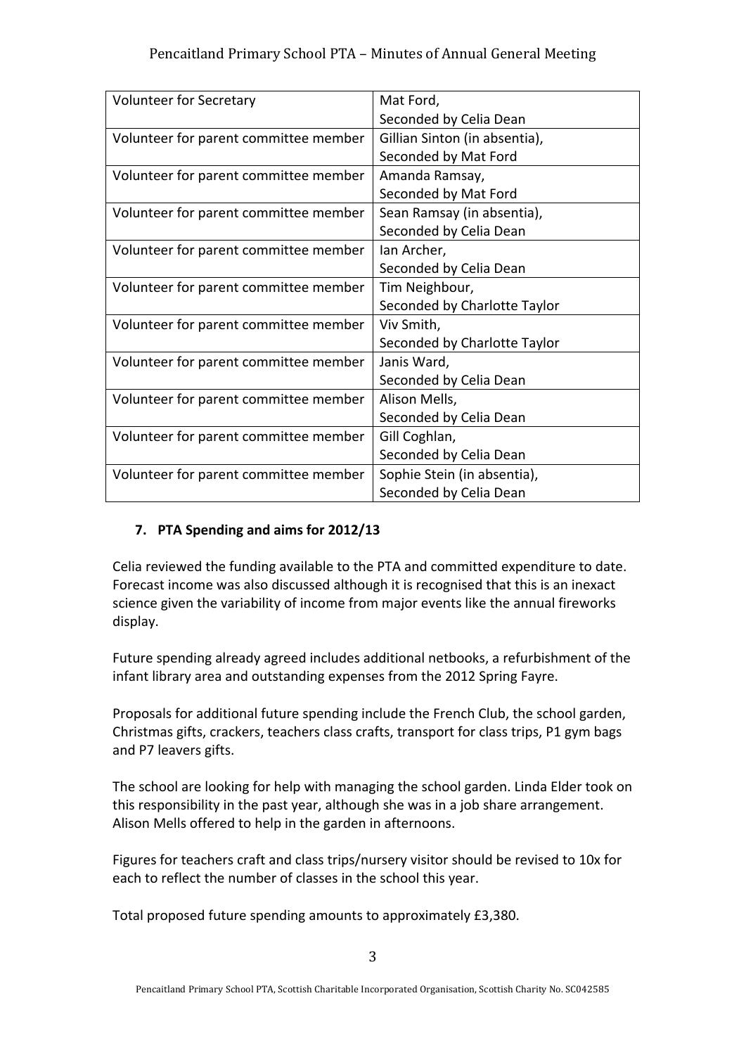| Volunteer for Secretary | Mat Ford, Seconded by Celia Dean |
|---|---|
| Volunteer for parent committee member | Gillian Sinton (in absentia), Seconded by Mat Ford |
| Volunteer for parent committee member | Amanda Ramsay, Seconded by Mat Ford |
| Volunteer for parent committee member | Sean Ramsay (in absentia), Seconded by Celia Dean |
| Volunteer for parent committee member | Ian Archer, Seconded by Celia Dean |
| Volunteer for parent committee member | Tim Neighbour, Seconded by Charlotte Taylor |
| Volunteer for parent committee member | Viv Smith, Seconded by Charlotte Taylor |
| Volunteer for parent committee member | Janis Ward, Seconded by Celia Dean |
| Volunteer for parent committee member | Alison Mells, Seconded by Celia Dean |
| Volunteer for parent committee member | Gill Coghlan, Seconded by Celia Dean |
| Volunteer for parent committee member | Sophie Stein (in absentia), Seconded by Celia Dean |

## 7. PTA Spending and aims for 2012/13

Celia reviewed the funding available to the PTA and committed expenditure to date. Forecast income was also discussed although it is recognised that this is an inexact science given the variability of income from major events like the annual fireworks display.

Future spending already agreed includes additional netbooks, a refurbishment of the infant library area and outstanding expenses from the 2012 Spring Fayre.

Proposals for additional future spending include the French Club, the school garden, Christmas gifts, crackers, teachers class crafts, transport for class trips, P1 gym bags and P7 leavers gifts.

The school are looking for help with managing the school garden. Linda Elder took on this responsibility in the past year, although she was in a job share arrangement. Alison Mells offered to help in the garden in afternoons.

Figures for teachers craft and class trips/nursery visitor should be revised to 10x for each to reflect the number of classes in the school this year.

Total proposed future spending amounts to approximately £3,380.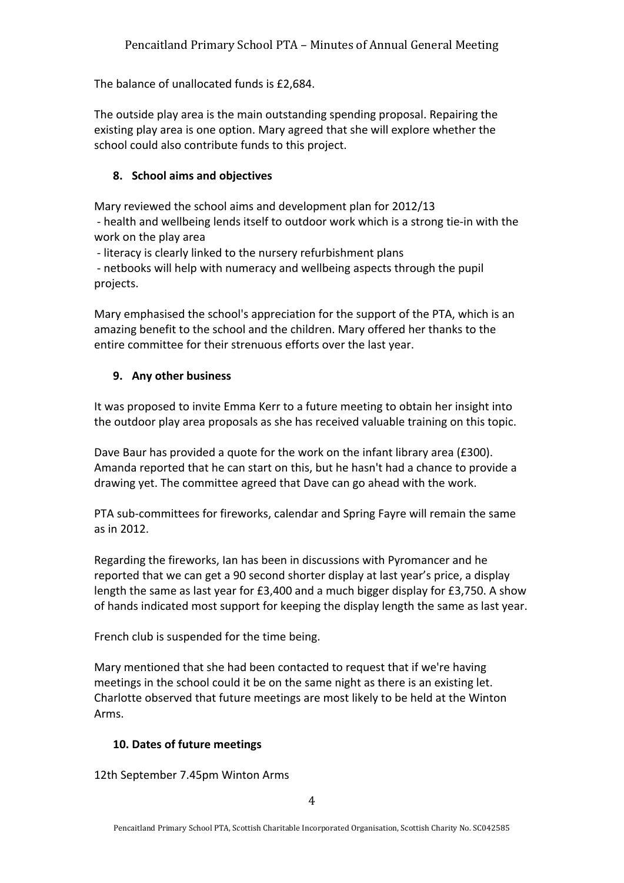The balance of unallocated funds is £2,684.

The outside play area is the main outstanding spending proposal. Repairing the existing play area is one option. Mary agreed that she will explore whether the school could also contribute funds to this project.

## 8. School aims and objectives

Mary reviewed the school aims and development plan for 2012/13

- health and wellbeing lends itself to outdoor work which is a strong tie-in with the work on the play area
- literacy is clearly linked to the nursery refurbishment plans
- netbooks will help with numeracy and wellbeing aspects through the pupil projects.

Mary emphasised the school's appreciation for the support of the PTA, which is an amazing benefit to the school and the children. Mary offered her thanks to the entire committee for their strenuous efforts over the last year.

## 9. Any other business

It was proposed to invite Emma Kerr to a future meeting to obtain her insight into the outdoor play area proposals as she has received valuable training on this topic.

Dave Baur has provided a quote for the work on the infant library area (£300). Amanda reported that he can start on this, but he hasn't had a chance to provide a drawing yet. The committee agreed that Dave can go ahead with the work.

PTA sub-committees for fireworks, calendar and Spring Fayre will remain the same as in 2012.

Regarding the fireworks, Ian has been in discussions with Pyromancer and he reported that we can get a 90 second shorter display at last year's price, a display length the same as last year for £3,400 and a much bigger display for £3,750. A show of hands indicated most support for keeping the display length the same as last year.

French club is suspended for the time being.

Mary mentioned that she had been contacted to request that if we're having meetings in the school could it be on the same night as there is an existing let. Charlotte observed that future meetings are most likely to be held at the Winton Arms.

## 10. Dates of future meetings

12th September 7.45pm Winton Arms